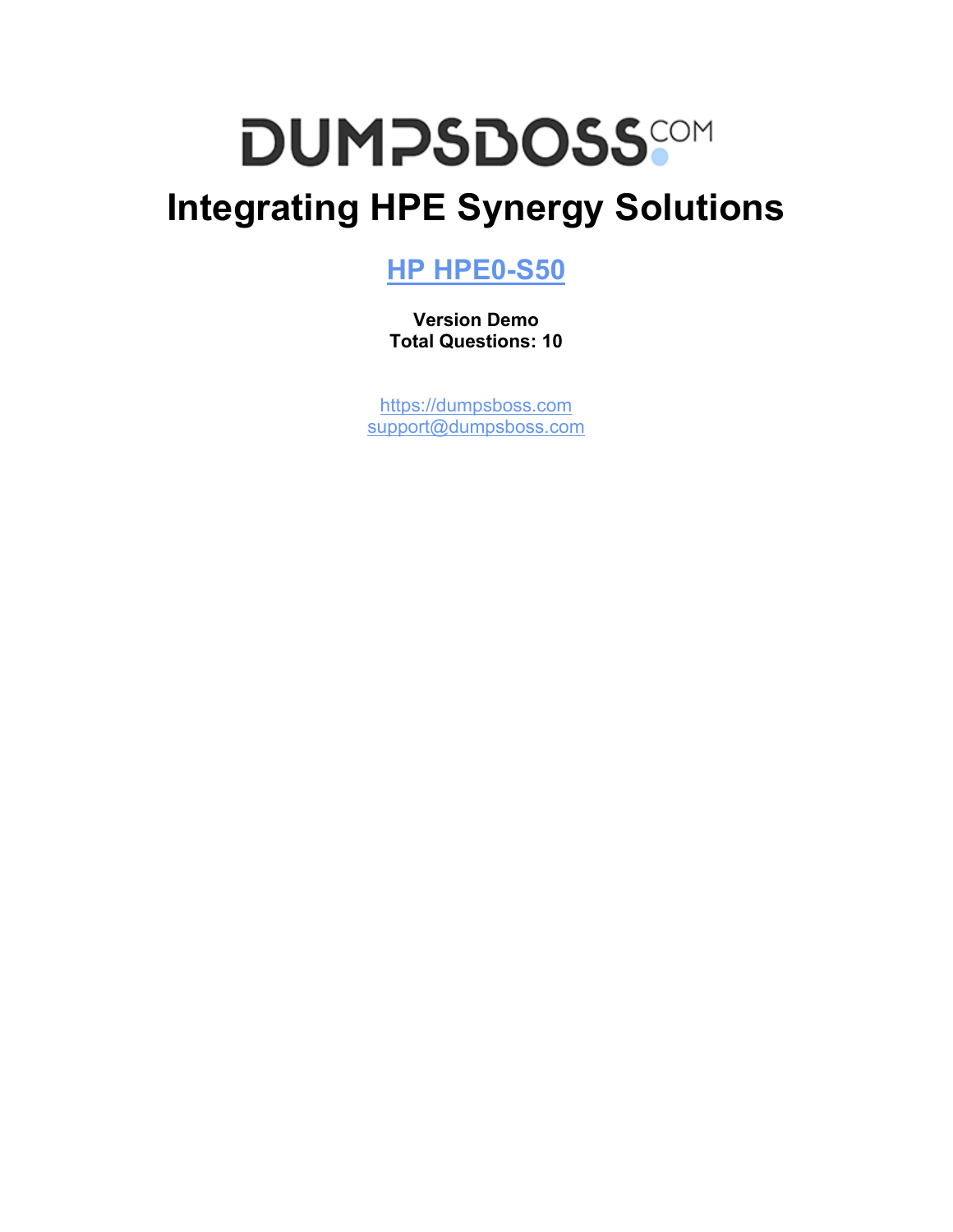# DUMPSBOSS.COM

# Integrating HPE Synergy Solutions

## [HP HPE0-S50]

**Version Demo**
**Total Questions: 10**

https://dumpsboss.com
support@dumpsboss.com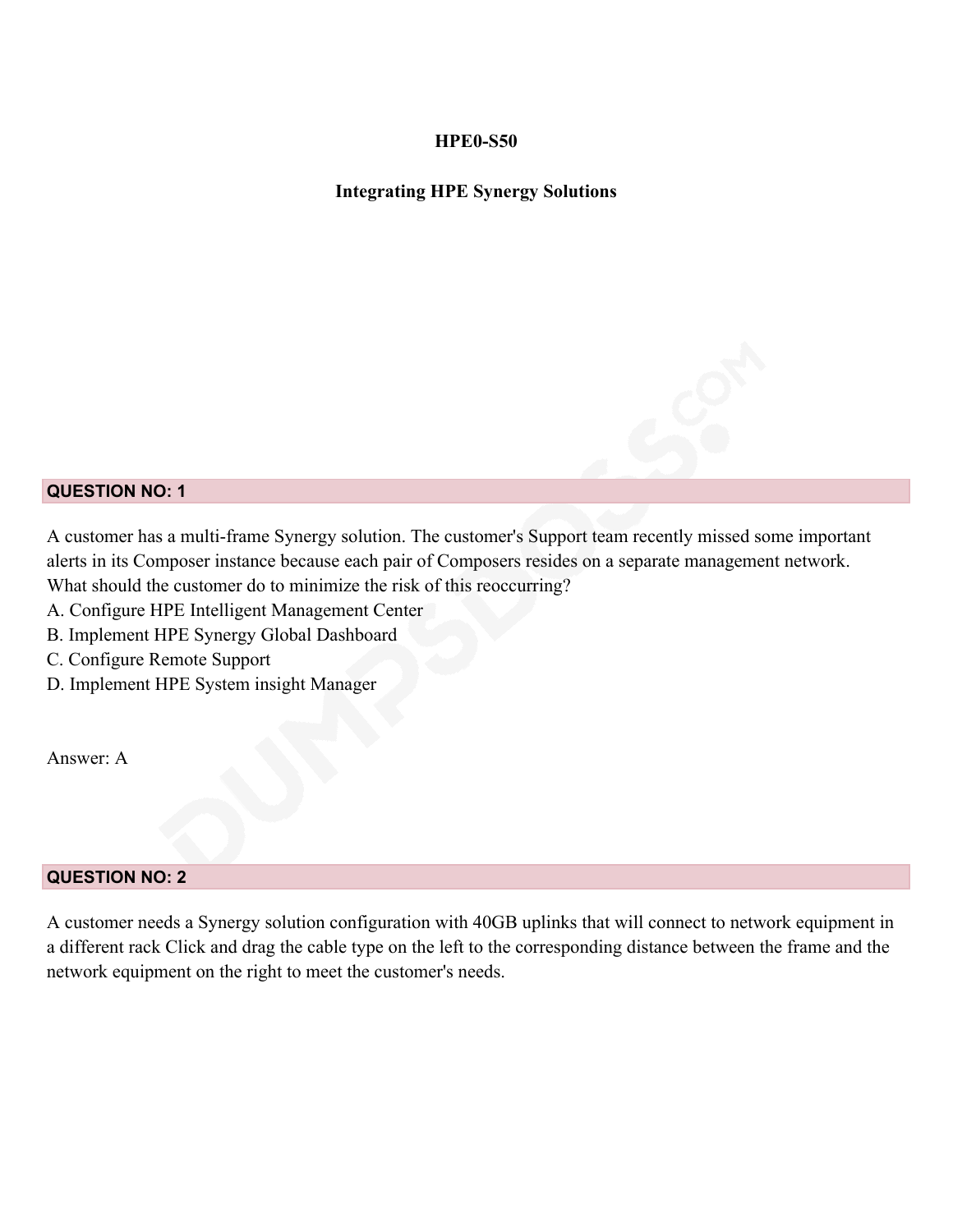**HPE0-S50**

**Integrating HPE Synergy Solutions**

**QUESTION NO: 1**

A customer has a multi-frame Synergy solution. The customer's Support team recently missed some important alerts in its Composer instance because each pair of Composers resides on a separate management network. What should the customer do to minimize the risk of this reoccurring?

A. Configure HPE Intelligent Management Center
B. Implement HPE Synergy Global Dashboard
C. Configure Remote Support
D. Implement HPE System insight Manager

Answer: A

**QUESTION NO: 2**

A customer needs a Synergy solution configuration with 40GB uplinks that will connect to network equipment in a different rack Click and drag the cable type on the left to the corresponding distance between the frame and the network equipment on the right to meet the customer's needs.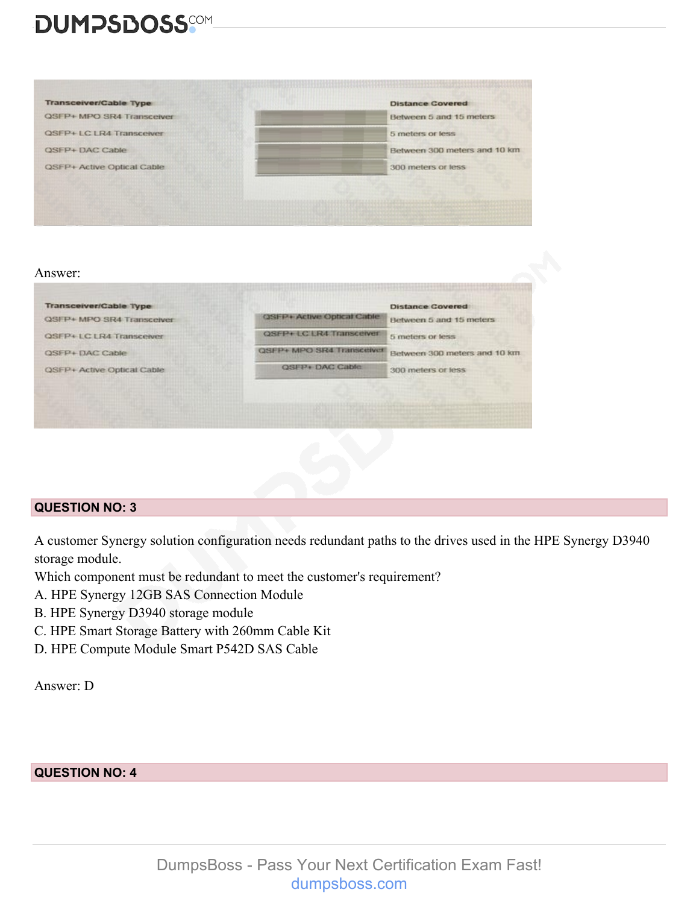| Transceiver/Cable Type | | Distance Covered |
| --- | --- | --- |
| QSFP+ MPO SR4 Transceiver | | Between 5 and 15 meters |
| QSFP+ LC LR4 Transceiver | | 5 meters or less |
| QSFP+ DAC Cable | | Between 300 meters and 10 km |
| QSFP+ Active Optical Cable | | 300 meters or less |

Answer:

| Transceiver/Cable Type | | Distance Covered |
| --- | --- | --- |
| QSFP+ MPO SR4 Transceiver | QSFP+ Active Optical Cable | Between 5 and 15 meters |
| QSFP+ LC LR4 Transceiver | QSFP+ LC LR4 Transceiver | 5 meters or less |
| QSFP+ DAC Cable | QSFP+ MPO SR4 Transceiver | Between 300 meters and 10 km |
| QSFP+ Active Optical Cable | QSFP+ DAC Cable | 300 meters or less |

## QUESTION NO: 3

A customer Synergy solution configuration needs redundant paths to the drives used in the HPE Synergy D3940 storage module.
Which component must be redundant to meet the customer's requirement?
A. HPE Synergy 12GB SAS Connection Module
B. HPE Synergy D3940 storage module
C. HPE Smart Storage Battery with 260mm Cable Kit
D. HPE Compute Module Smart P542D SAS Cable

Answer: D

## QUESTION NO: 4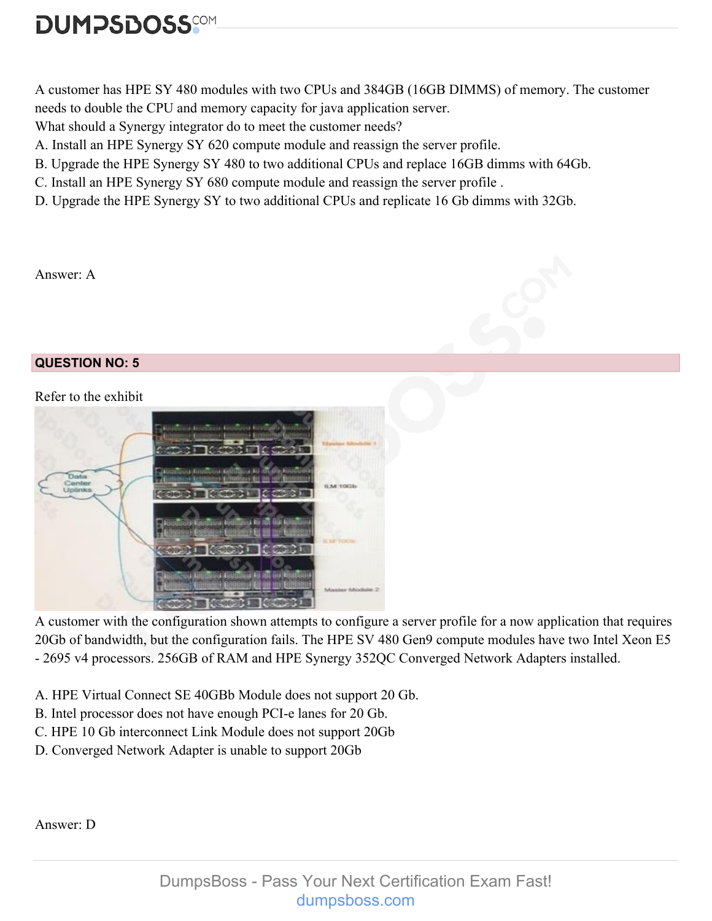A customer has HPE SY 480 modules with two CPUs and 384GB (16GB DIMMS) of memory. The customer needs to double the CPU and memory capacity for java application server.

What should a Synergy integrator do to meet the customer needs?

A. Install an HPE Synergy SY 620 compute module and reassign the server profile.

B. Upgrade the HPE Synergy SY 480 to two additional CPUs and replace 16GB dimms with 64Gb.

C. Install an HPE Synergy SY 680 compute module and reassign the server profile .

D. Upgrade the HPE Synergy SY to two additional CPUs and replicate 16 Gb dimms with 32Gb.

Answer: A

## QUESTION NO: 5

Refer to the exhibit

A customer with the configuration shown attempts to configure a server profile for a now application that requires 20Gb of bandwidth, but the configuration fails. The HPE SV 480 Gen9 compute modules have two Intel Xeon E5 - 2695 v4 processors. 256GB of RAM and HPE Synergy 352QC Converged Network Adapters installed.

A. HPE Virtual Connect SE 40GBb Module does not support 20 Gb.

B. Intel processor does not have enough PCI-e lanes for 20 Gb.

C. HPE 10 Gb interconnect Link Module does not support 20Gb

D. Converged Network Adapter is unable to support 20Gb

Answer: D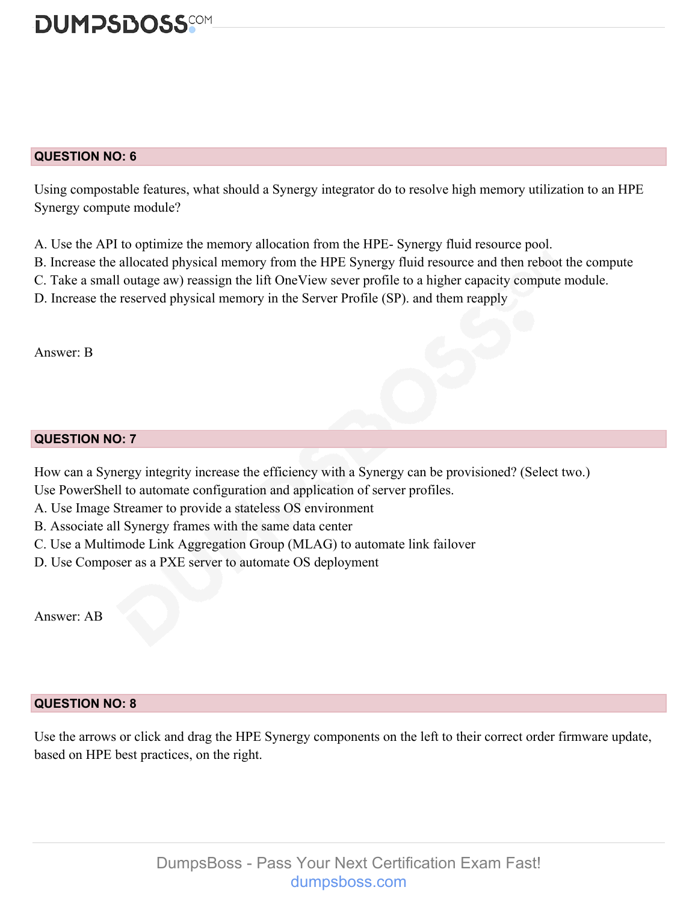## QUESTION NO: 6

Using compostable features, what should a Synergy integrator do to resolve high memory utilization to an HPE Synergy compute module?

A. Use the API to optimize the memory allocation from the HPE- Synergy fluid resource pool.
B. Increase the allocated physical memory from the HPE Synergy fluid resource and then reboot the compute
C. Take a small outage aw) reassign the lift OneView sever profile to a higher capacity compute module.
D. Increase the reserved physical memory in the Server Profile (SP). and them reapply

Answer: B

## QUESTION NO: 7

How can a Synergy integrity increase the efficiency with a Synergy can be provisioned? (Select two.)
Use PowerShell to automate configuration and application of server profiles.
A. Use Image Streamer to provide a stateless OS environment
B. Associate all Synergy frames with the same data center
C. Use a Multimode Link Aggregation Group (MLAG) to automate link failover
D. Use Composer as a PXE server to automate OS deployment

Answer: AB

## QUESTION NO: 8

Use the arrows or click and drag the HPE Synergy components on the left to their correct order firmware update, based on HPE best practices, on the right.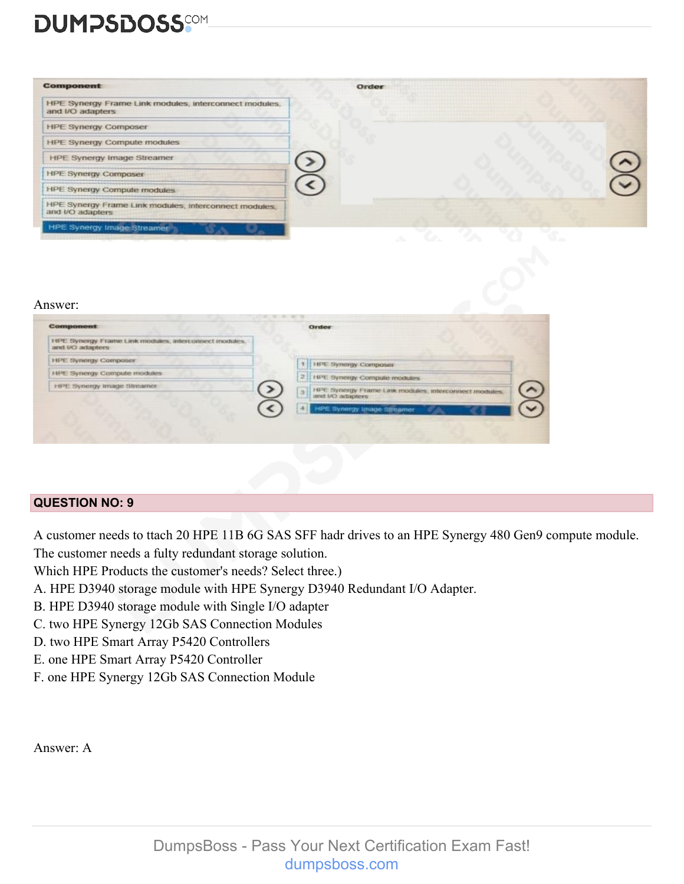| Component | Order |
|---|---|
| HPE Synergy Frame Link modules, interconnect modules, and I/O adapters | |
| HPE Synergy Composer | |
| HPE Synergy Compute modules | |
| HPE Synergy Image Streamer | |

Answer:

| Component | Order |
|---|---|
| HPE Synergy Frame Link modules, interconnect modules, and I/O adapters | 1. HPE Synergy Composer |
| HPE Synergy Composer | 2. HPE Synergy Compute modules |
| HPE Synergy Compute modules | 3. HPE Synergy Frame Link modules, interconnect modules, and I/O adapters |
| HPE Synergy Image Streamer | 4. HPE Synergy Image Streamer |

## QUESTION NO: 9

A customer needs to ttach 20 HPE 11B 6G SAS SFF hadr drives to an HPE Synergy 480 Gen9 compute module. The customer needs a fulty redundant storage solution.

Which HPE Products the customer's needs? Select three.)

A. HPE D3940 storage module with HPE Synergy D3940 Redundant I/O Adapter.
B. HPE D3940 storage module with Single I/O adapter
C. two HPE Synergy 12Gb SAS Connection Modules
D. two HPE Smart Array P5420 Controllers
E. one HPE Smart Array P5420 Controller
F. one HPE Synergy 12Gb SAS Connection Module

Answer: A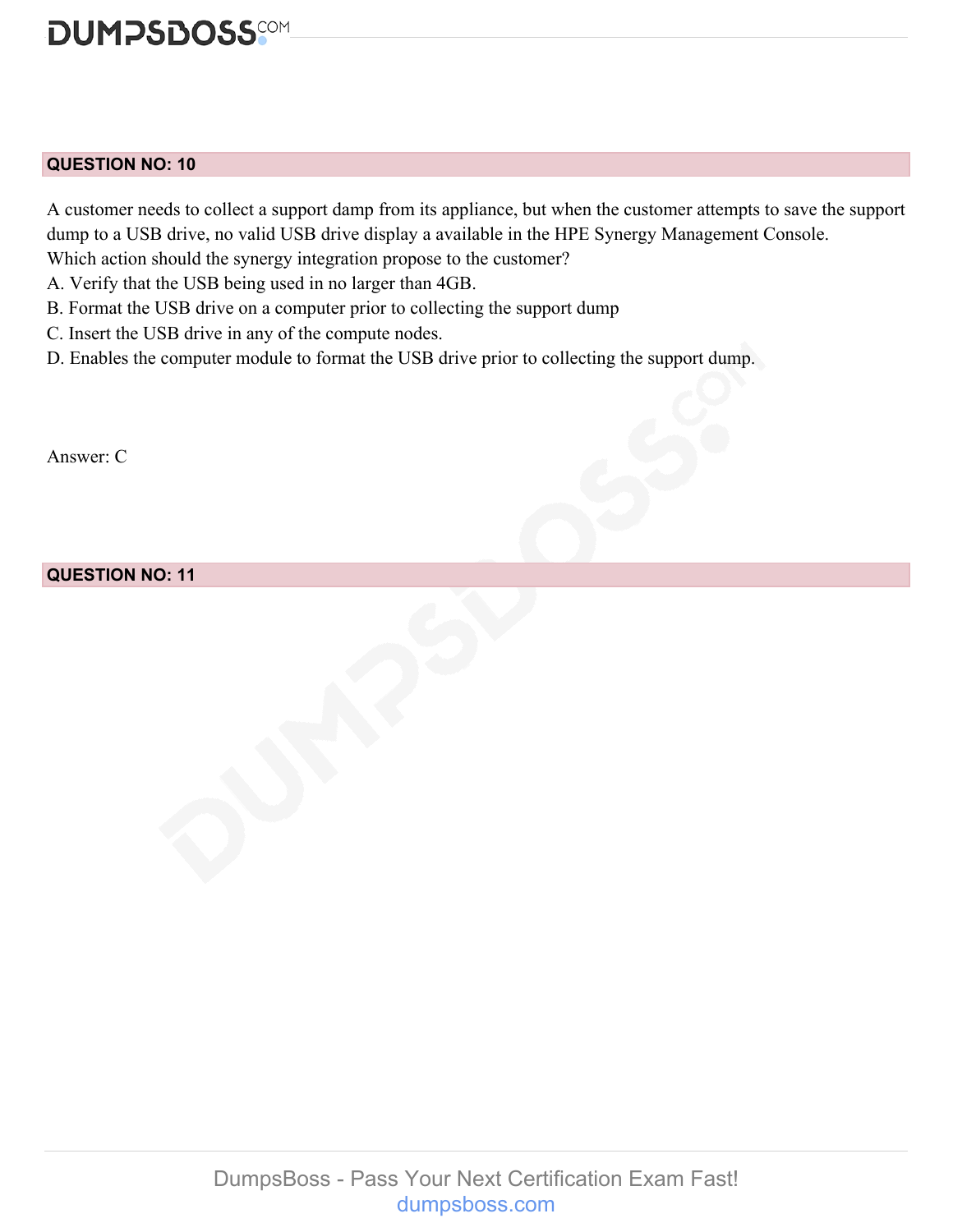**QUESTION NO: 10**

A customer needs to collect a support damp from its appliance, but when the customer attempts to save the support dump to a USB drive, no valid USB drive display a available in the HPE Synergy Management Console.
Which action should the synergy integration propose to the customer?
A. Verify that the USB being used in no larger than 4GB.
B. Format the USB drive on a computer prior to collecting the support dump
C. Insert the USB drive in any of the compute nodes.
D. Enables the computer module to format the USB drive prior to collecting the support dump.

Answer: C

**QUESTION NO: 11**